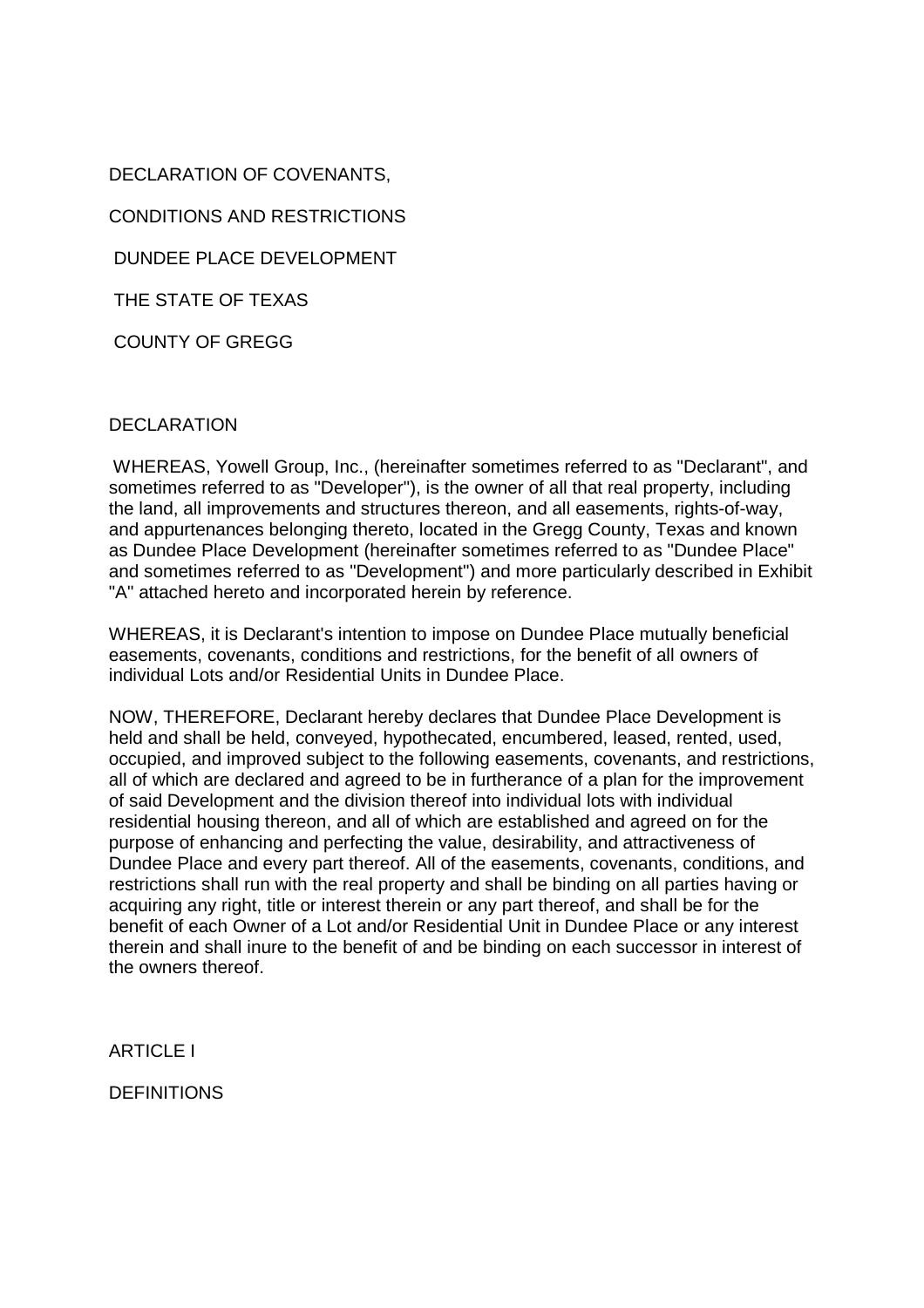# DECLARATION OF COVENANTS,

# CONDITIONS AND RESTRICTIONS

## DUNDEE PLACE DEVELOPMENT

THE STATE OF TEXAS

COUNTY OF GREGG

## DECLARATION

WHEREAS, Yowell Group, Inc., (hereinafter sometimes referred to as "Declarant", and sometimes referred to as "Developer"), is the owner of all that real property, including the land, all improvements and structures thereon, and all easements, rights-of-way, and appurtenances belonging thereto, located in the Gregg County, Texas and known as Dundee Place Development (hereinafter sometimes referred to as "Dundee Place" and sometimes referred to as "Development") and more particularly described in Exhibit "A" attached hereto and incorporated herein by reference.

WHEREAS, it is Declarant's intention to impose on Dundee Place mutually beneficial easements, covenants, conditions and restrictions, for the benefit of all owners of individual Lots and/or Residential Units in Dundee Place.

NOW, THEREFORE, Declarant hereby declares that Dundee Place Development is held and shall be held, conveyed, hypothecated, encumbered, leased, rented, used, occupied, and improved subject to the following easements, covenants, and restrictions, all of which are declared and agreed to be in furtherance of a plan for the improvement of said Development and the division thereof into individual lots with individual residential housing thereon, and all of which are established and agreed on for the purpose of enhancing and perfecting the value, desirability, and attractiveness of Dundee Place and every part thereof. All of the easements, covenants, conditions, and restrictions shall run with the real property and shall be binding on all parties having or acquiring any right, title or interest therein or any part thereof, and shall be for the benefit of each Owner of a Lot and/or Residential Unit in Dundee Place or any interest therein and shall inure to the benefit of and be binding on each successor in interest of the owners thereof.

## ARTICLE I

## DEFINITIONS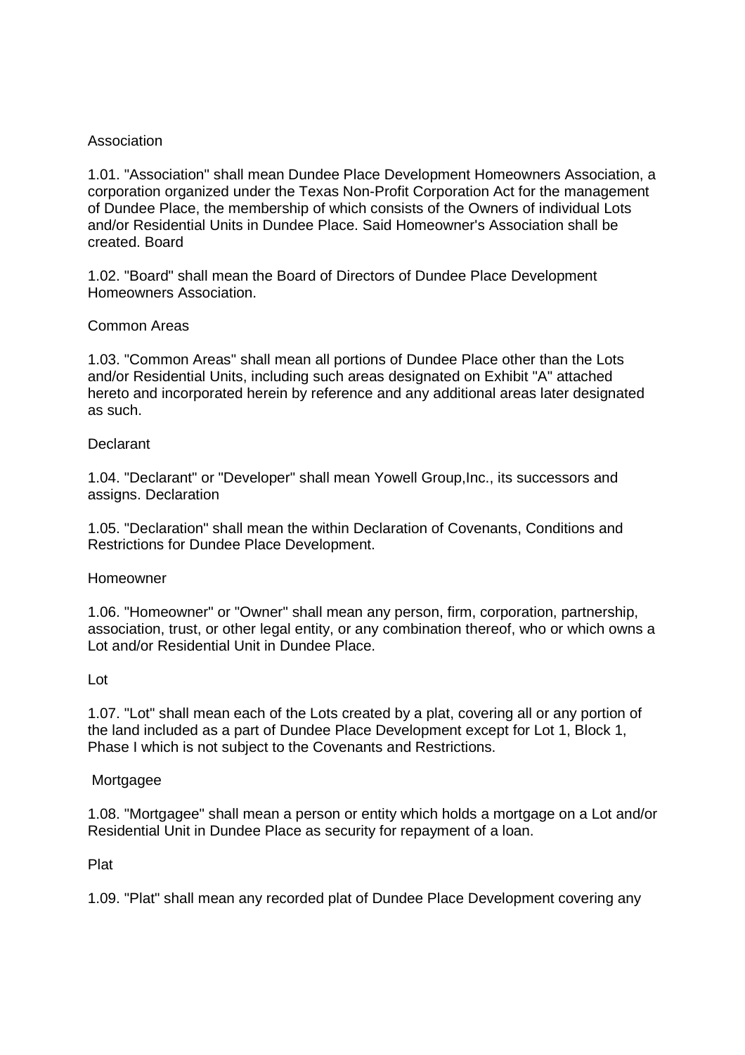Association

1.01. "Association" shall mean Dundee Place Development Homeowners Association, a corporation organized under the Texas Non-Profit Corporation Act for the management of Dundee Place, the membership of which consists of the Owners of individual Lots and/or Residential Units in Dundee Place. Said Homeowner's Association shall be created. Board

1.02. "Board" shall mean the Board of Directors of Dundee Place Development Homeowners Association.

Common Areas

1.03. "Common Areas" shall mean all portions of Dundee Place other than the Lots and/or Residential Units, including such areas designated on Exhibit "A" attached hereto and incorporated herein by reference and any additional areas later designated as such.

Declarant

1.04. "Declarant" or "Developer" shall mean Yowell Group,Inc., its successors and assigns. Declaration

1.05. "Declaration" shall mean the within Declaration of Covenants, Conditions and Restrictions for Dundee Place Development.

Homeowner

1.06. "Homeowner" or "Owner" shall mean any person, firm, corporation, partnership, association, trust, or other legal entity, or any combination thereof, who or which owns a Lot and/or Residential Unit in Dundee Place.

Lot

1.07. "Lot" shall mean each of the Lots created by a plat, covering all or any portion of the land included as a part of Dundee Place Development except for Lot 1, Block 1, Phase I which is not subject to the Covenants and Restrictions.

Mortgagee

1.08. "Mortgagee" shall mean a person or entity which holds a mortgage on a Lot and/or Residential Unit in Dundee Place as security for repayment of a loan.

Plat

1.09. "Plat" shall mean any recorded plat of Dundee Place Development covering any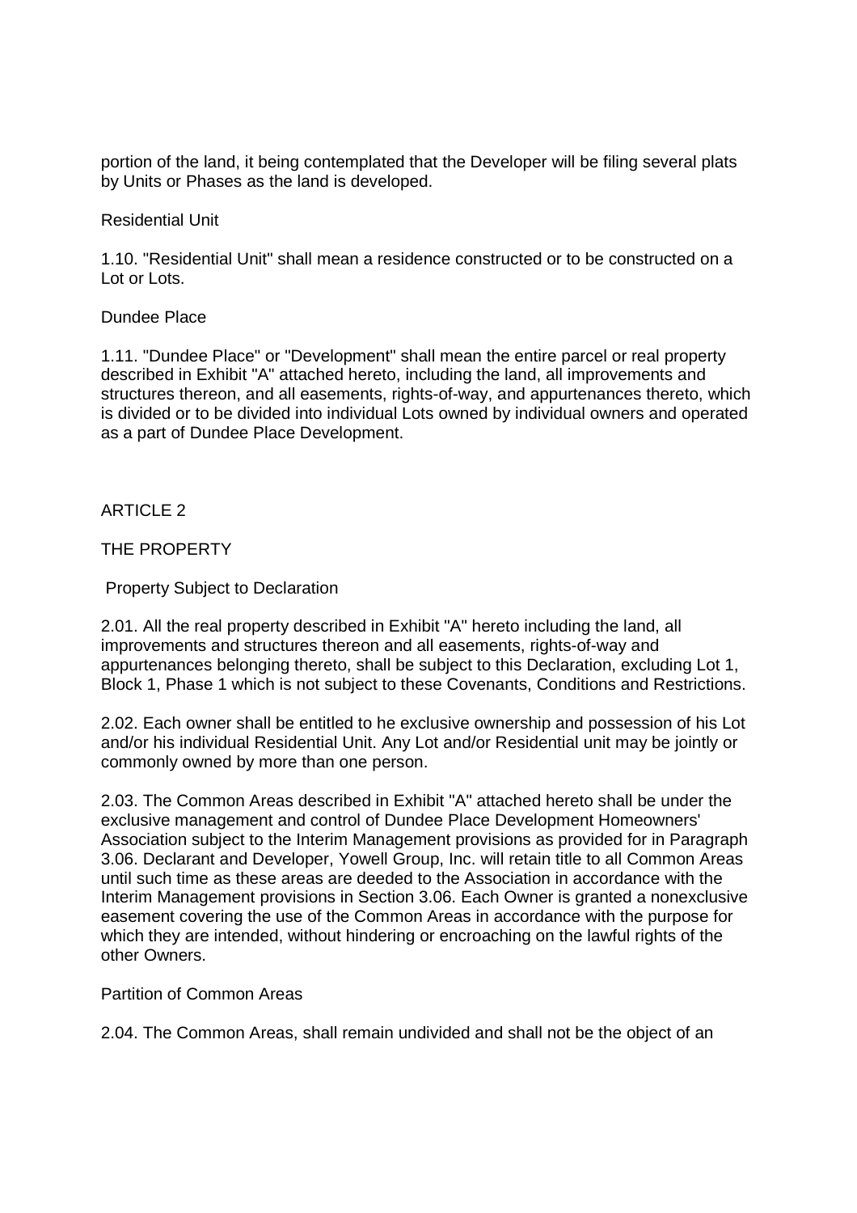portion of the land, it being contemplated that the Developer will be filing several plats by Units or Phases as the land is developed.

Residential Unit

1.10. "Residential Unit" shall mean a residence constructed or to be constructed on a Lot or Lots.

Dundee Place

1.11. "Dundee Place" or "Development" shall mean the entire parcel or real property described in Exhibit "A" attached hereto, including the land, all improvements and structures thereon, and all easements, rights-of-way, and appurtenances thereto, which is divided or to be divided into individual Lots owned by individual owners and operated as a part of Dundee Place Development.

ARTICLE 2

THE PROPERTY

Property Subject to Declaration

2.01. All the real property described in Exhibit "A" hereto including the land, all improvements and structures thereon and all easements, rights-of-way and appurtenances belonging thereto, shall be subject to this Declaration, excluding Lot 1, Block 1, Phase 1 which is not subject to these Covenants, Conditions and Restrictions.

2.02. Each owner shall be entitled to he exclusive ownership and possession of his Lot and/or his individual Residential Unit. Any Lot and/or Residential unit may be jointly or commonly owned by more than one person.

2.03. The Common Areas described in Exhibit "A" attached hereto shall be under the exclusive management and control of Dundee Place Development Homeowners' Association subject to the Interim Management provisions as provided for in Paragraph 3.06. Declarant and Developer, Yowell Group, Inc. will retain title to all Common Areas until such time as these areas are deeded to the Association in accordance with the Interim Management provisions in Section 3.06. Each Owner is granted a nonexclusive easement covering the use of the Common Areas in accordance with the purpose for which they are intended, without hindering or encroaching on the lawful rights of the other Owners.

Partition of Common Areas

2.04. The Common Areas, shall remain undivided and shall not be the object of an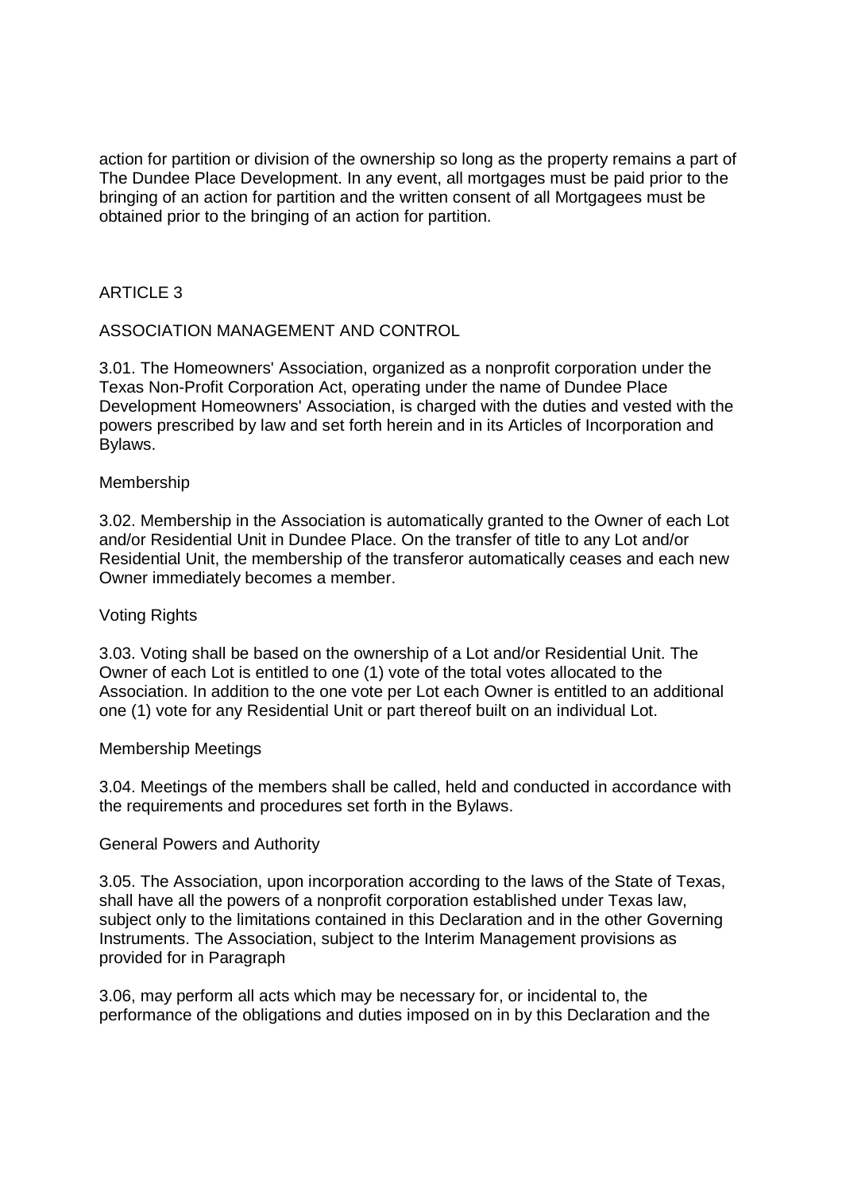action for partition or division of the ownership so long as the property remains a part of The Dundee Place Development. In any event, all mortgages must be paid prior to the bringing of an action for partition and the written consent of all Mortgagees must be obtained prior to the bringing of an action for partition.

## ARTICLE 3

## ASSOCIATION MANAGEMENT AND CONTROL

3.01. The Homeowners' Association, organized as a nonprofit corporation under the Texas Non-Profit Corporation Act, operating under the name of Dundee Place Development Homeowners' Association, is charged with the duties and vested with the powers prescribed by law and set forth herein and in its Articles of Incorporation and Bylaws.

### Membership

3.02. Membership in the Association is automatically granted to the Owner of each Lot and/or Residential Unit in Dundee Place. On the transfer of title to any Lot and/or Residential Unit, the membership of the transferor automatically ceases and each new Owner immediately becomes a member.

### Voting Rights

3.03. Voting shall be based on the ownership of a Lot and/or Residential Unit. The Owner of each Lot is entitled to one (1) vote of the total votes allocated to the Association. In addition to the one vote per Lot each Owner is entitled to an additional one (1) vote for any Residential Unit or part thereof built on an individual Lot.

### Membership Meetings

3.04. Meetings of the members shall be called, held and conducted in accordance with the requirements and procedures set forth in the Bylaws.

### General Powers and Authority

3.05. The Association, upon incorporation according to the laws of the State of Texas, shall have all the powers of a nonprofit corporation established under Texas law, subject only to the limitations contained in this Declaration and in the other Governing Instruments. The Association, subject to the Interim Management provisions as provided for in Paragraph

3.06, may perform all acts which may be necessary for, or incidental to, the performance of the obligations and duties imposed on in by this Declaration and the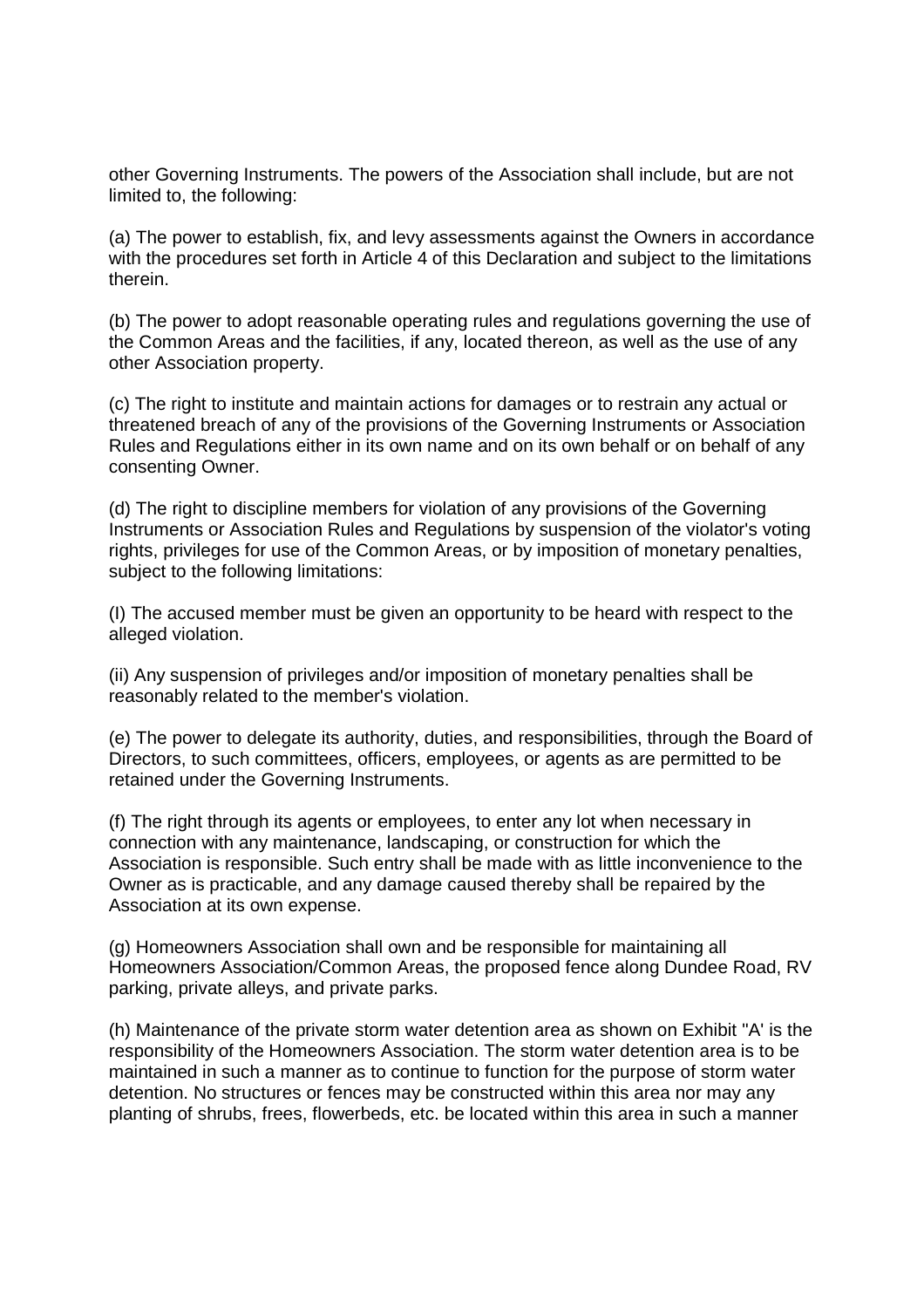other Governing Instruments. The powers of the Association shall include, but are not limited to, the following:

(a) The power to establish, fix, and levy assessments against the Owners in accordance with the procedures set forth in Article 4 of this Declaration and subject to the limitations therein.

(b) The power to adopt reasonable operating rules and regulations governing the use of the Common Areas and the facilities, if any, located thereon, as well as the use of any other Association property.

(c) The right to institute and maintain actions for damages or to restrain any actual or threatened breach of any of the provisions of the Governing Instruments or Association Rules and Regulations either in its own name and on its own behalf or on behalf of any consenting Owner.

(d) The right to discipline members for violation of any provisions of the Governing Instruments or Association Rules and Regulations by suspension of the violator's voting rights, privileges for use of the Common Areas, or by imposition of monetary penalties, subject to the following limitations:

(I) The accused member must be given an opportunity to be heard with respect to the alleged violation.

(ii) Any suspension of privileges and/or imposition of monetary penalties shall be reasonably related to the member's violation.

(e) The power to delegate its authority, duties, and responsibilities, through the Board of Directors, to such committees, officers, employees, or agents as are permitted to be retained under the Governing Instruments.

(f) The right through its agents or employees, to enter any lot when necessary in connection with any maintenance, landscaping, or construction for which the Association is responsible. Such entry shall be made with as little inconvenience to the Owner as is practicable, and any damage caused thereby shall be repaired by the Association at its own expense.

(g) Homeowners Association shall own and be responsible for maintaining all Homeowners Association/Common Areas, the proposed fence along Dundee Road, RV parking, private alleys, and private parks.

(h) Maintenance of the private storm water detention area as shown on Exhibit "A' is the responsibility of the Homeowners Association. The storm water detention area is to be maintained in such a manner as to continue to function for the purpose of storm water detention. No structures or fences may be constructed within this area nor may any planting of shrubs, frees, flowerbeds, etc. be located within this area in such a manner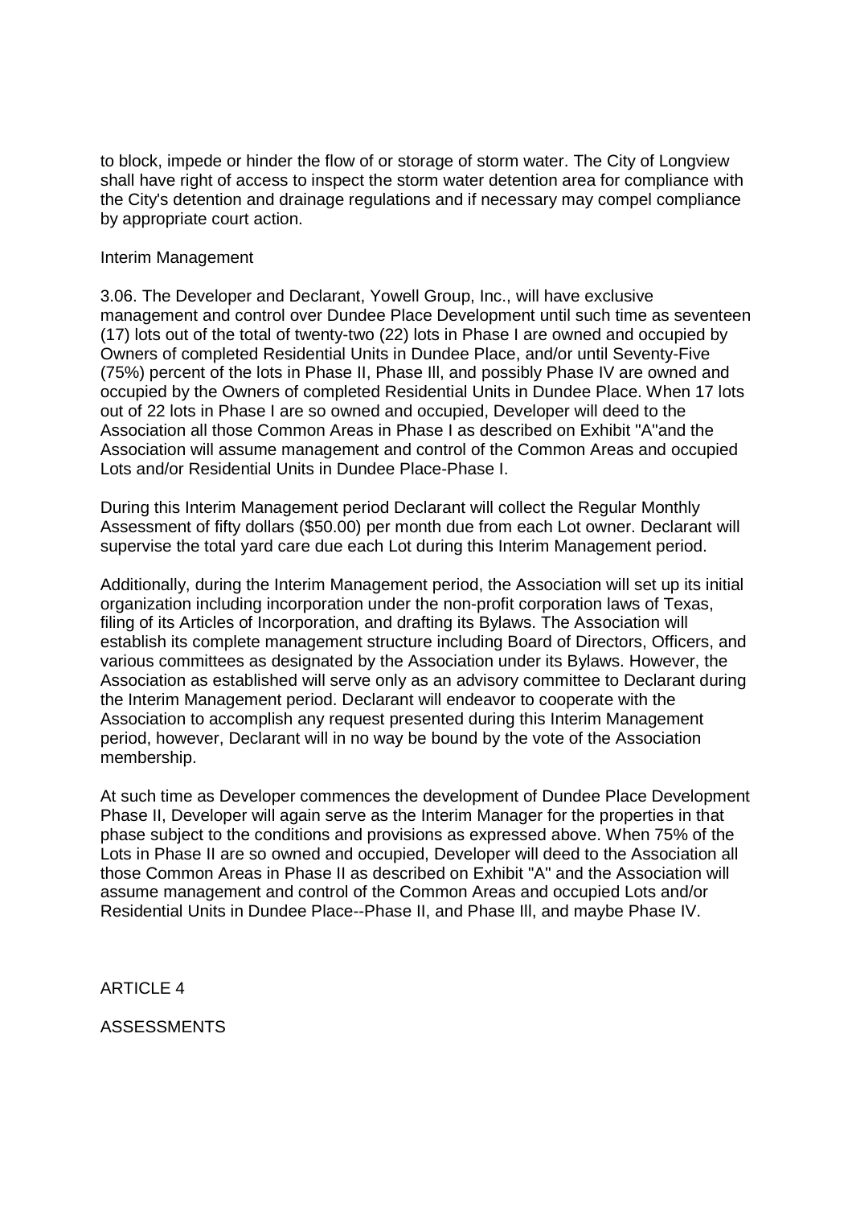to block, impede or hinder the flow of or storage of storm water. The City of Longview shall have right of access to inspect the storm water detention area for compliance with the City's detention and drainage regulations and if necessary may compel compliance by appropriate court action.

Interim Management

3.06. The Developer and Declarant, Yowell Group, Inc., will have exclusive management and control over Dundee Place Development until such time as seventeen (17) lots out of the total of twenty-two (22) lots in Phase I are owned and occupied by Owners of completed Residential Units in Dundee Place, and/or until Seventy-Five (75%) percent of the lots in Phase II, Phase Ill, and possibly Phase IV are owned and occupied by the Owners of completed Residential Units in Dundee Place. When 17 lots out of 22 lots in Phase I are so owned and occupied, Developer will deed to the Association all those Common Areas in Phase I as described on Exhibit "A"and the Association will assume management and control of the Common Areas and occupied Lots and/or Residential Units in Dundee Place-Phase I.

During this Interim Management period Declarant will collect the Regular Monthly Assessment of fifty dollars ($50.00) per month due from each Lot owner. Declarant will supervise the total yard care due each Lot during this Interim Management period.

Additionally, during the Interim Management period, the Association will set up its initial organization including incorporation under the non-profit corporation laws of Texas, filing of its Articles of Incorporation, and drafting its Bylaws. The Association will establish its complete management structure including Board of Directors, Officers, and various committees as designated by the Association under its Bylaws. However, the Association as established will serve only as an advisory committee to Declarant during the Interim Management period. Declarant will endeavor to cooperate with the Association to accomplish any request presented during this Interim Management period, however, Declarant will in no way be bound by the vote of the Association membership.

At such time as Developer commences the development of Dundee Place Development Phase II, Developer will again serve as the Interim Manager for the properties in that phase subject to the conditions and provisions as expressed above. When 75% of the Lots in Phase II are so owned and occupied, Developer will deed to the Association all those Common Areas in Phase II as described on Exhibit "A" and the Association will assume management and control of the Common Areas and occupied Lots and/or Residential Units in Dundee Place--Phase II, and Phase Ill, and maybe Phase IV.

ARTICLE 4

ASSESSMENTS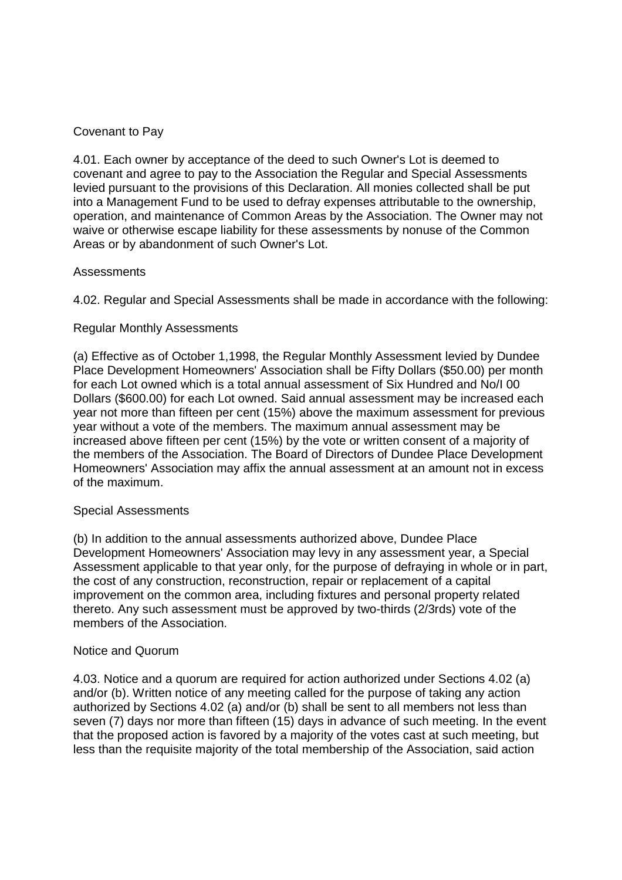Covenant to Pay

4.01. Each owner by acceptance of the deed to such Owner's Lot is deemed to covenant and agree to pay to the Association the Regular and Special Assessments levied pursuant to the provisions of this Declaration. All monies collected shall be put into a Management Fund to be used to defray expenses attributable to the ownership, operation, and maintenance of Common Areas by the Association. The Owner may not waive or otherwise escape liability for these assessments by nonuse of the Common Areas or by abandonment of such Owner's Lot.

Assessments

4.02. Regular and Special Assessments shall be made in accordance with the following:

Regular Monthly Assessments

(a) Effective as of October 1,1998, the Regular Monthly Assessment levied by Dundee Place Development Homeowners' Association shall be Fifty Dollars ($50.00) per month for each Lot owned which is a total annual assessment of Six Hundred and No/I 00 Dollars ($600.00) for each Lot owned. Said annual assessment may be increased each year not more than fifteen per cent (15%) above the maximum assessment for previous year without a vote of the members. The maximum annual assessment may be increased above fifteen per cent (15%) by the vote or written consent of a majority of the members of the Association. The Board of Directors of Dundee Place Development Homeowners' Association may affix the annual assessment at an amount not in excess of the maximum.

Special Assessments

(b) In addition to the annual assessments authorized above, Dundee Place Development Homeowners' Association may levy in any assessment year, a Special Assessment applicable to that year only, for the purpose of defraying in whole or in part, the cost of any construction, reconstruction, repair or replacement of a capital improvement on the common area, including fixtures and personal property related thereto. Any such assessment must be approved by two-thirds (2/3rds) vote of the members of the Association.

Notice and Quorum

4.03. Notice and a quorum are required for action authorized under Sections 4.02 (a) and/or (b). Written notice of any meeting called for the purpose of taking any action authorized by Sections 4.02 (a) and/or (b) shall be sent to all members not less than seven (7) days nor more than fifteen (15) days in advance of such meeting. In the event that the proposed action is favored by a majority of the votes cast at such meeting, but less than the requisite majority of the total membership of the Association, said action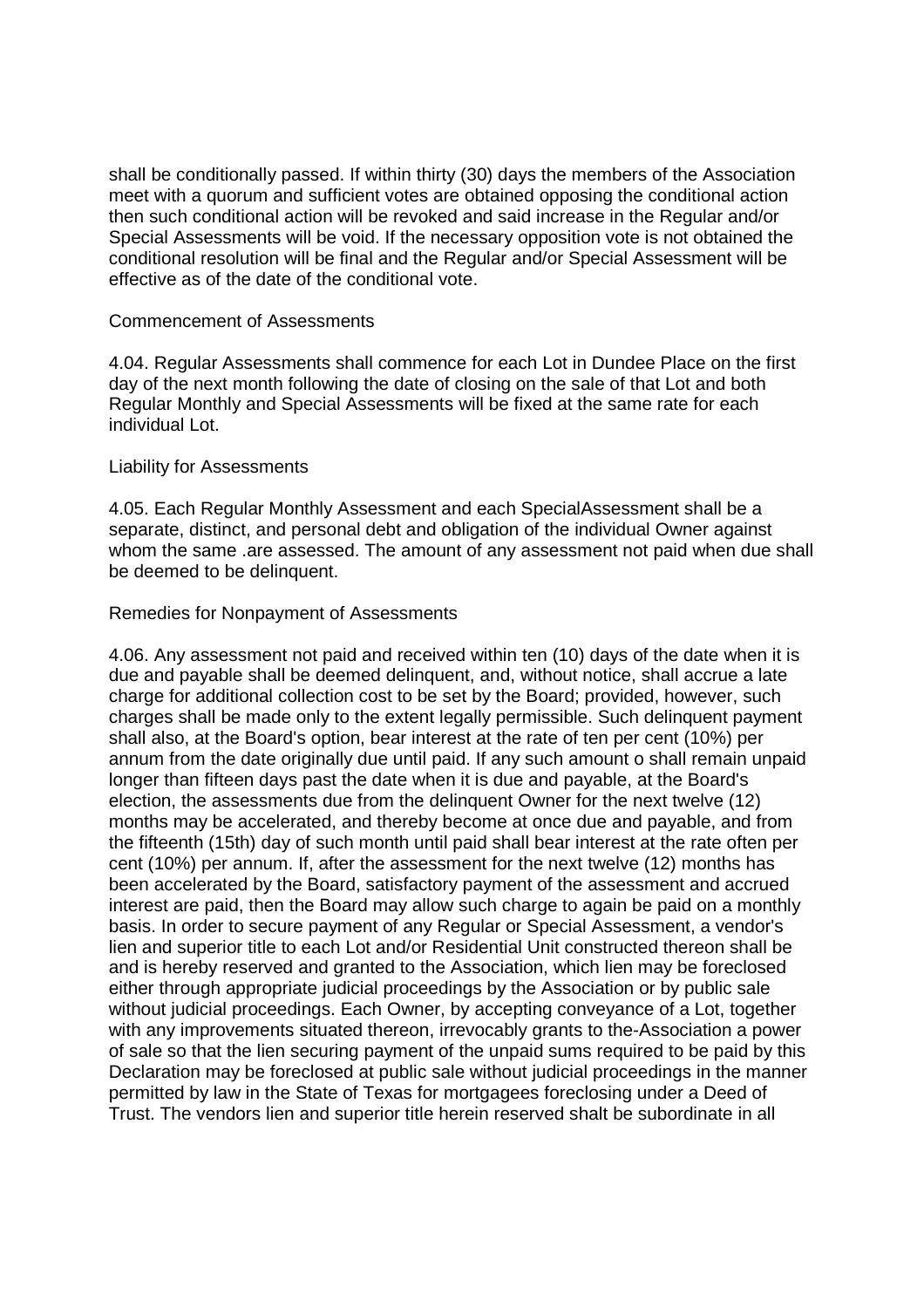shall be conditionally passed. If within thirty (30) days the members of the Association meet with a quorum and sufficient votes are obtained opposing the conditional action then such conditional action will be revoked and said increase in the Regular and/or Special Assessments will be void. If the necessary opposition vote is not obtained the conditional resolution will be final and the Regular and/or Special Assessment will be effective as of the date of the conditional vote.

Commencement of Assessments

4.04. Regular Assessments shall commence for each Lot in Dundee Place on the first day of the next month following the date of closing on the sale of that Lot and both Regular Monthly and Special Assessments will be fixed at the same rate for each individual Lot.

Liability for Assessments

4.05. Each Regular Monthly Assessment and each SpecialAssessment shall be a separate, distinct, and personal debt and obligation of the individual Owner against whom the same .are assessed. The amount of any assessment not paid when due shall be deemed to be delinquent.

Remedies for Nonpayment of Assessments

4.06. Any assessment not paid and received within ten (10) days of the date when it is due and payable shall be deemed delinquent, and, without notice, shall accrue a late charge for additional collection cost to be set by the Board; provided, however, such charges shall be made only to the extent legally permissible. Such delinquent payment shall also, at the Board's option, bear interest at the rate of ten per cent (10%) per annum from the date originally due until paid. If any such amount o shall remain unpaid longer than fifteen days past the date when it is due and payable, at the Board's election, the assessments due from the delinquent Owner for the next twelve (12) months may be accelerated, and thereby become at once due and payable, and from the fifteenth (15th) day of such month until paid shall bear interest at the rate often per cent (10%) per annum. If, after the assessment for the next twelve (12) months has been accelerated by the Board, satisfactory payment of the assessment and accrued interest are paid, then the Board may allow such charge to again be paid on a monthly basis. In order to secure payment of any Regular or Special Assessment, a vendor's lien and superior title to each Lot and/or Residential Unit constructed thereon shall be and is hereby reserved and granted to the Association, which lien may be foreclosed either through appropriate judicial proceedings by the Association or by public sale without judicial proceedings. Each Owner, by accepting conveyance of a Lot, together with any improvements situated thereon, irrevocably grants to the-Association a power of sale so that the lien securing payment of the unpaid sums required to be paid by this Declaration may be foreclosed at public sale without judicial proceedings in the manner permitted by law in the State of Texas for mortgagees foreclosing under a Deed of Trust. The vendors lien and superior title herein reserved shalt be subordinate in all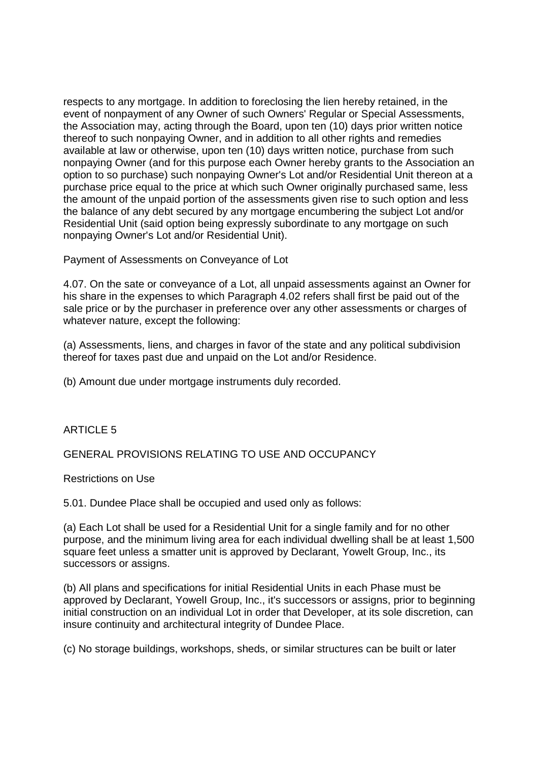respects to any mortgage. In addition to foreclosing the lien hereby retained, in the event of nonpayment of any Owner of such Owners' Regular or Special Assessments, the Association may, acting through the Board, upon ten (10) days prior written notice thereof to such nonpaying Owner, and in addition to all other rights and remedies available at law or otherwise, upon ten (10) days written notice, purchase from such nonpaying Owner (and for this purpose each Owner hereby grants to the Association an option to so purchase) such nonpaying Owner's Lot and/or Residential Unit thereon at a purchase price equal to the price at which such Owner originally purchased same, less the amount of the unpaid portion of the assessments given rise to such option and less the balance of any debt secured by any mortgage encumbering the subject Lot and/or Residential Unit (said option being expressly subordinate to any mortgage on such nonpaying Owner's Lot and/or Residential Unit).

Payment of Assessments on Conveyance of Lot

4.07. On the sate or conveyance of a Lot, all unpaid assessments against an Owner for his share in the expenses to which Paragraph 4.02 refers shall first be paid out of the sale price or by the purchaser in preference over any other assessments or charges of whatever nature, except the following:

(a) Assessments, liens, and charges in favor of the state and any political subdivision thereof for taxes past due and unpaid on the Lot and/or Residence.

(b) Amount due under mortgage instruments duly recorded.

## ARTICLE 5

## GENERAL PROVISIONS RELATING TO USE AND OCCUPANCY

Restrictions on Use

5.01. Dundee Place shall be occupied and used only as follows:

(a) Each Lot shall be used for a Residential Unit for a single family and for no other purpose, and the minimum living area for each individual dwelling shall be at least 1,500 square feet unless a smatter unit is approved by Declarant, Yowelt Group, Inc., its successors or assigns.

(b) All plans and specifications for initial Residential Units in each Phase must be approved by Declarant, Yowell Group, Inc., it's successors or assigns, prior to beginning initial construction on an individual Lot in order that Developer, at its sole discretion, can insure continuity and architectural integrity of Dundee Place.

(c) No storage buildings, workshops, sheds, or similar structures can be built or later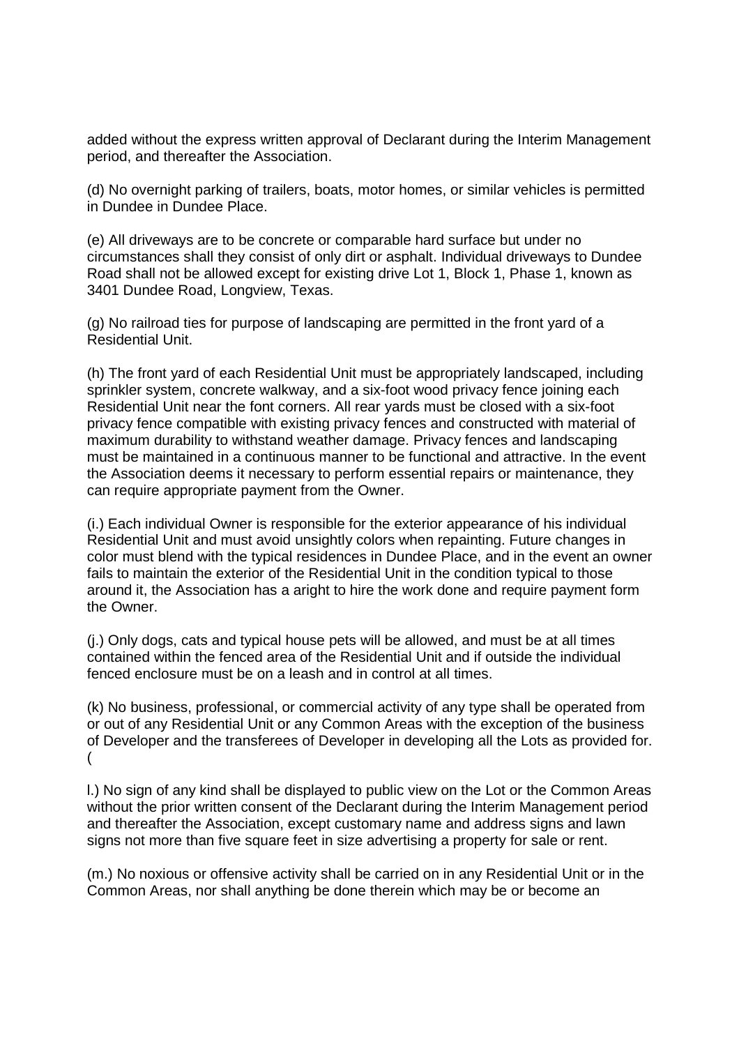added without the express written approval of Declarant during the Interim Management period, and thereafter the Association.

(d) No overnight parking of trailers, boats, motor homes, or similar vehicles is permitted in Dundee in Dundee Place.

(e) All driveways are to be concrete or comparable hard surface but under no circumstances shall they consist of only dirt or asphalt. Individual driveways to Dundee Road shall not be allowed except for existing drive Lot 1, Block 1, Phase 1, known as 3401 Dundee Road, Longview, Texas.

(g) No railroad ties for purpose of landscaping are permitted in the front yard of a Residential Unit.

(h) The front yard of each Residential Unit must be appropriately landscaped, including sprinkler system, concrete walkway, and a six-foot wood privacy fence joining each Residential Unit near the font corners. All rear yards must be closed with a six-foot privacy fence compatible with existing privacy fences and constructed with material of maximum durability to withstand weather damage. Privacy fences and landscaping must be maintained in a continuous manner to be functional and attractive. In the event the Association deems it necessary to perform essential repairs or maintenance, they can require appropriate payment from the Owner.

(i.) Each individual Owner is responsible for the exterior appearance of his individual Residential Unit and must avoid unsightly colors when repainting. Future changes in color must blend with the typical residences in Dundee Place, and in the event an owner fails to maintain the exterior of the Residential Unit in the condition typical to those around it, the Association has a aright to hire the work done and require payment form the Owner.

(j.) Only dogs, cats and typical house pets will be allowed, and must be at all times contained within the fenced area of the Residential Unit and if outside the individual fenced enclosure must be on a leash and in control at all times.

(k) No business, professional, or commercial activity of any type shall be operated from or out of any Residential Unit or any Common Areas with the exception of the business of Developer and the transferees of Developer in developing all the Lots as provided for. (

l.) No sign of any kind shall be displayed to public view on the Lot or the Common Areas without the prior written consent of the Declarant during the Interim Management period and thereafter the Association, except customary name and address signs and lawn signs not more than five square feet in size advertising a property for sale or rent.

(m.) No noxious or offensive activity shall be carried on in any Residential Unit or in the Common Areas, nor shall anything be done therein which may be or become an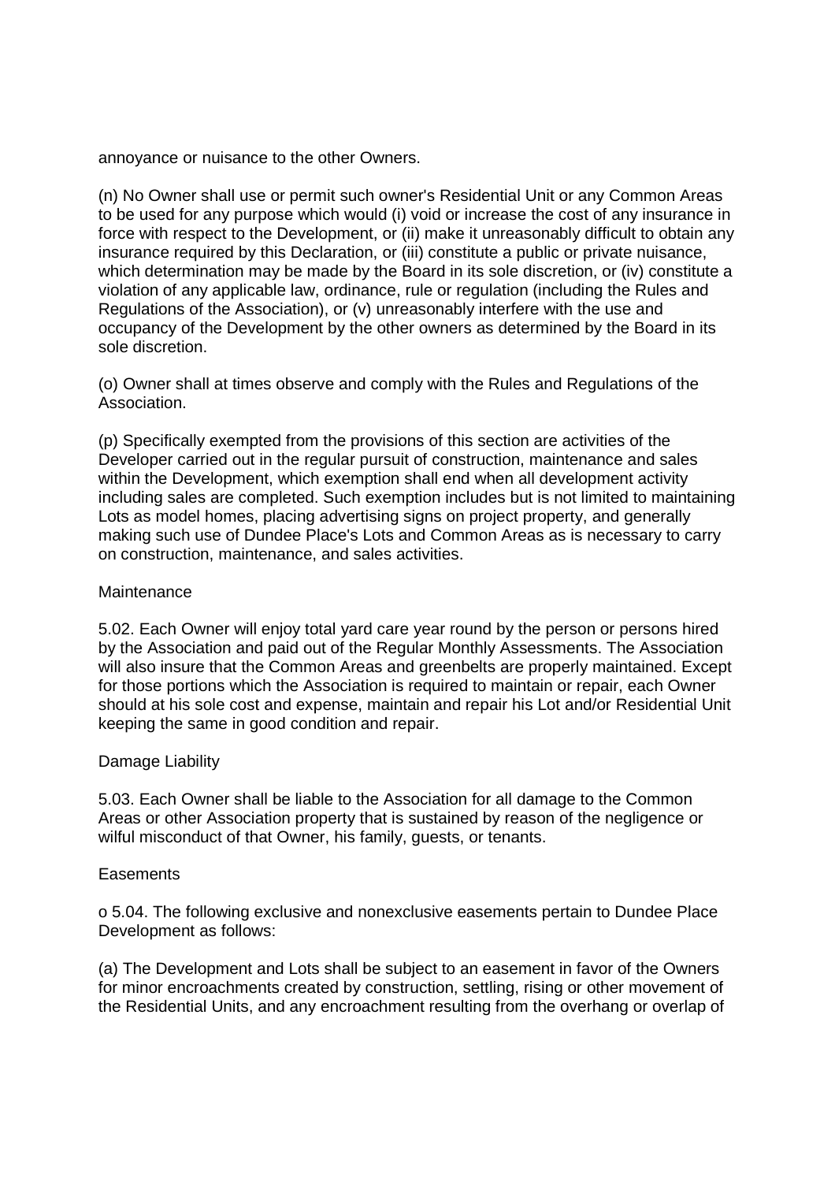annoyance or nuisance to the other Owners.

(n) No Owner shall use or permit such owner's Residential Unit or any Common Areas to be used for any purpose which would (i) void or increase the cost of any insurance in force with respect to the Development, or (ii) make it unreasonably difficult to obtain any insurance required by this Declaration, or (iii) constitute a public or private nuisance, which determination may be made by the Board in its sole discretion, or (iv) constitute a violation of any applicable law, ordinance, rule or regulation (including the Rules and Regulations of the Association), or (v) unreasonably interfere with the use and occupancy of the Development by the other owners as determined by the Board in its sole discretion.

(o) Owner shall at times observe and comply with the Rules and Regulations of the Association.

(p) Specifically exempted from the provisions of this section are activities of the Developer carried out in the regular pursuit of construction, maintenance and sales within the Development, which exemption shall end when all development activity including sales are completed. Such exemption includes but is not limited to maintaining Lots as model homes, placing advertising signs on project property, and generally making such use of Dundee Place's Lots and Common Areas as is necessary to carry on construction, maintenance, and sales activities.

Maintenance

5.02. Each Owner will enjoy total yard care year round by the person or persons hired by the Association and paid out of the Regular Monthly Assessments. The Association will also insure that the Common Areas and greenbelts are properly maintained. Except for those portions which the Association is required to maintain or repair, each Owner should at his sole cost and expense, maintain and repair his Lot and/or Residential Unit keeping the same in good condition and repair.

Damage Liability

5.03. Each Owner shall be liable to the Association for all damage to the Common Areas or other Association property that is sustained by reason of the negligence or wilful misconduct of that Owner, his family, guests, or tenants.

Easements

o 5.04. The following exclusive and nonexclusive easements pertain to Dundee Place Development as follows:

(a) The Development and Lots shall be subject to an easement in favor of the Owners for minor encroachments created by construction, settling, rising or other movement of the Residential Units, and any encroachment resulting from the overhang or overlap of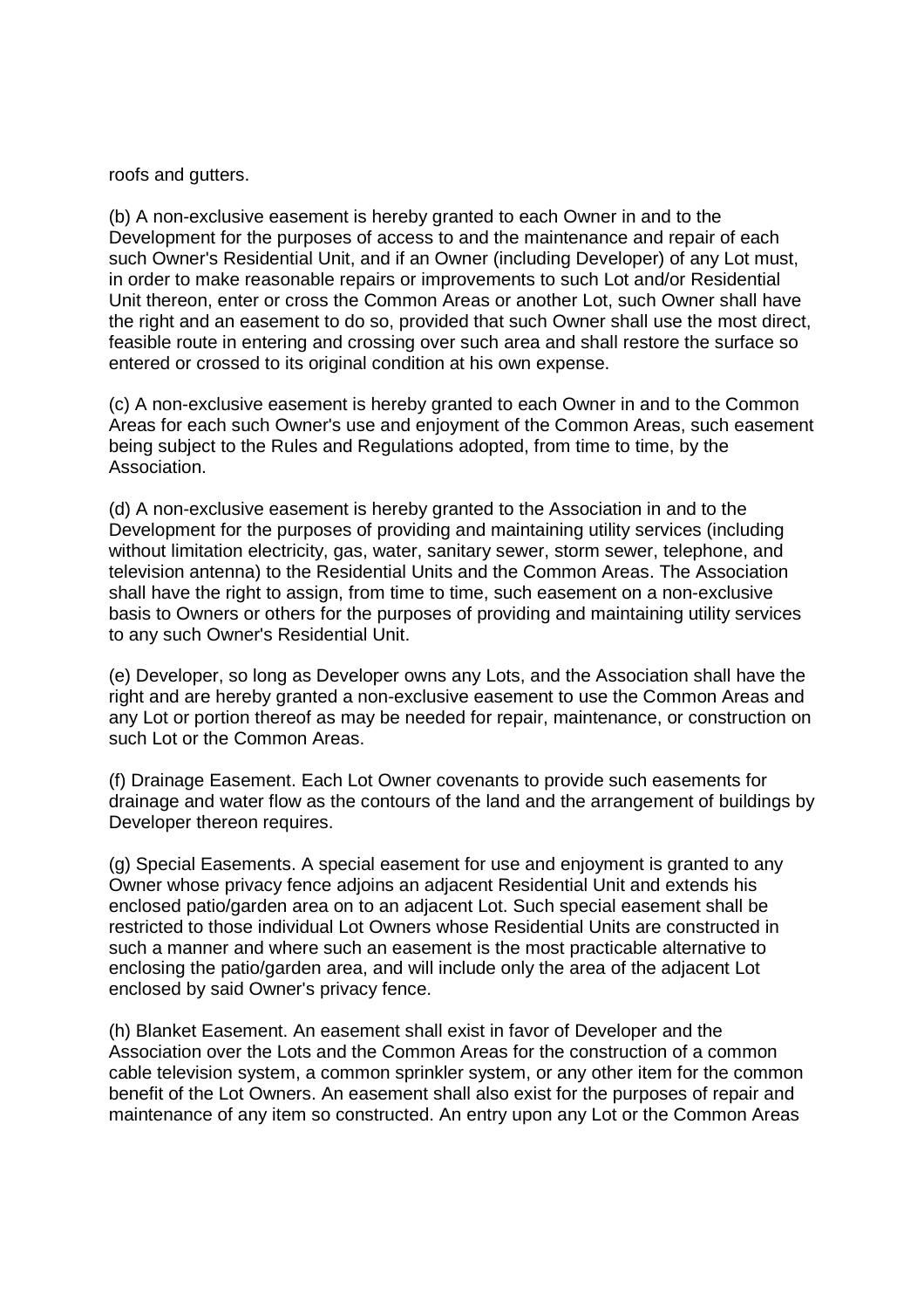roofs and gutters.

(b) A non-exclusive easement is hereby granted to each Owner in and to the Development for the purposes of access to and the maintenance and repair of each such Owner's Residential Unit, and if an Owner (including Developer) of any Lot must, in order to make reasonable repairs or improvements to such Lot and/or Residential Unit thereon, enter or cross the Common Areas or another Lot, such Owner shall have the right and an easement to do so, provided that such Owner shall use the most direct, feasible route in entering and crossing over such area and shall restore the surface so entered or crossed to its original condition at his own expense.

(c) A non-exclusive easement is hereby granted to each Owner in and to the Common Areas for each such Owner's use and enjoyment of the Common Areas, such easement being subject to the Rules and Regulations adopted, from time to time, by the Association.

(d) A non-exclusive easement is hereby granted to the Association in and to the Development for the purposes of providing and maintaining utility services (including without limitation electricity, gas, water, sanitary sewer, storm sewer, telephone, and television antenna) to the Residential Units and the Common Areas. The Association shall have the right to assign, from time to time, such easement on a non-exclusive basis to Owners or others for the purposes of providing and maintaining utility services to any such Owner's Residential Unit.

(e) Developer, so long as Developer owns any Lots, and the Association shall have the right and are hereby granted a non-exclusive easement to use the Common Areas and any Lot or portion thereof as may be needed for repair, maintenance, or construction on such Lot or the Common Areas.

(f) Drainage Easement. Each Lot Owner covenants to provide such easements for drainage and water flow as the contours of the land and the arrangement of buildings by Developer thereon requires.

(g) Special Easements. A special easement for use and enjoyment is granted to any Owner whose privacy fence adjoins an adjacent Residential Unit and extends his enclosed patio/garden area on to an adjacent Lot. Such special easement shall be restricted to those individual Lot Owners whose Residential Units are constructed in such a manner and where such an easement is the most practicable alternative to enclosing the patio/garden area, and will include only the area of the adjacent Lot enclosed by said Owner's privacy fence.

(h) Blanket Easement. An easement shall exist in favor of Developer and the Association over the Lots and the Common Areas for the construction of a common cable television system, a common sprinkler system, or any other item for the common benefit of the Lot Owners. An easement shall also exist for the purposes of repair and maintenance of any item so constructed. An entry upon any Lot or the Common Areas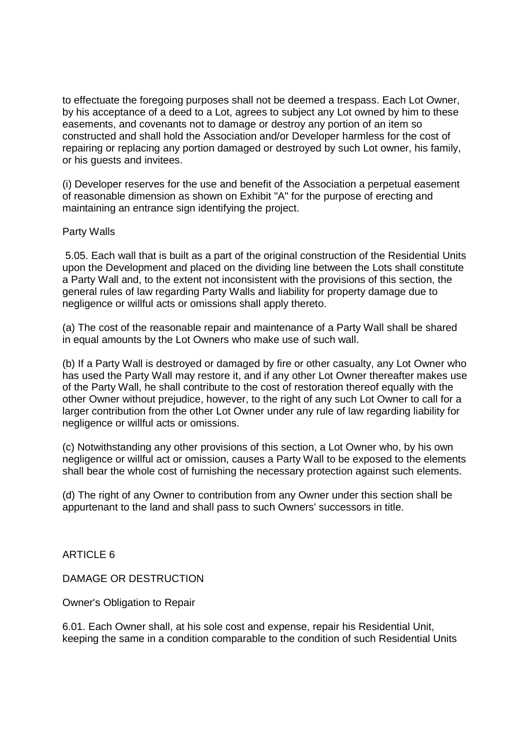to effectuate the foregoing purposes shall not be deemed a trespass. Each Lot Owner, by his acceptance of a deed to a Lot, agrees to subject any Lot owned by him to these easements, and covenants not to damage or destroy any portion of an item so constructed and shall hold the Association and/or Developer harmless for the cost of repairing or replacing any portion damaged or destroyed by such Lot owner, his family, or his guests and invitees.

(i) Developer reserves for the use and benefit of the Association a perpetual easement of reasonable dimension as shown on Exhibit "A" for the purpose of erecting and maintaining an entrance sign identifying the project.

### Party Walls

5.05. Each wall that is built as a part of the original construction of the Residential Units upon the Development and placed on the dividing line between the Lots shall constitute a Party Wall and, to the extent not inconsistent with the provisions of this section, the general rules of law regarding Party Walls and liability for property damage due to negligence or willful acts or omissions shall apply thereto.

(a) The cost of the reasonable repair and maintenance of a Party Wall shall be shared in equal amounts by the Lot Owners who make use of such wall.

(b) If a Party Wall is destroyed or damaged by fire or other casualty, any Lot Owner who has used the Party Wall may restore it, and if any other Lot Owner thereafter makes use of the Party Wall, he shall contribute to the cost of restoration thereof equally with the other Owner without prejudice, however, to the right of any such Lot Owner to call for a larger contribution from the other Lot Owner under any rule of law regarding liability for negligence or willful acts or omissions.

(c) Notwithstanding any other provisions of this section, a Lot Owner who, by his own negligence or willful act or omission, causes a Party Wall to be exposed to the elements shall bear the whole cost of furnishing the necessary protection against such elements.

(d) The right of any Owner to contribution from any Owner under this section shall be appurtenant to the land and shall pass to such Owners' successors in title.

## ARTICLE 6

## DAMAGE OR DESTRUCTION

### Owner's Obligation to Repair

6.01. Each Owner shall, at his sole cost and expense, repair his Residential Unit, keeping the same in a condition comparable to the condition of such Residential Units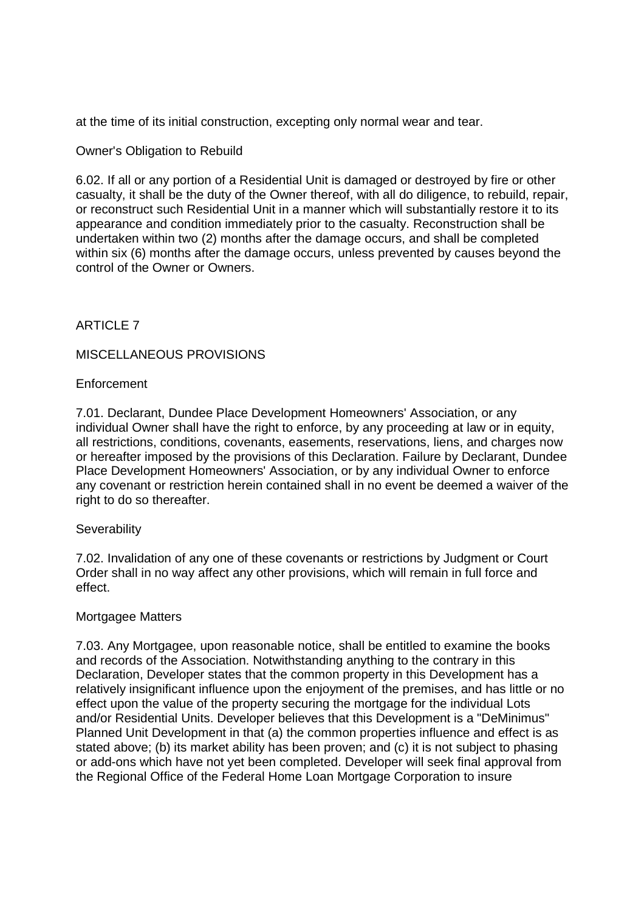at the time of its initial construction, excepting only normal wear and tear.

### Owner's Obligation to Rebuild

6.02. If all or any portion of a Residential Unit is damaged or destroyed by fire or other casualty, it shall be the duty of the Owner thereof, with all do diligence, to rebuild, repair, or reconstruct such Residential Unit in a manner which will substantially restore it to its appearance and condition immediately prior to the casualty. Reconstruction shall be undertaken within two (2) months after the damage occurs, and shall be completed within six (6) months after the damage occurs, unless prevented by causes beyond the control of the Owner or Owners.

## ARTICLE 7

## MISCELLANEOUS PROVISIONS

### Enforcement

7.01. Declarant, Dundee Place Development Homeowners' Association, or any individual Owner shall have the right to enforce, by any proceeding at law or in equity, all restrictions, conditions, covenants, easements, reservations, liens, and charges now or hereafter imposed by the provisions of this Declaration. Failure by Declarant, Dundee Place Development Homeowners' Association, or by any individual Owner to enforce any covenant or restriction herein contained shall in no event be deemed a waiver of the right to do so thereafter.

### Severability

7.02. Invalidation of any one of these covenants or restrictions by Judgment or Court Order shall in no way affect any other provisions, which will remain in full force and effect.

### Mortgagee Matters

7.03. Any Mortgagee, upon reasonable notice, shall be entitled to examine the books and records of the Association. Notwithstanding anything to the contrary in this Declaration, Developer states that the common property in this Development has a relatively insignificant influence upon the enjoyment of the premises, and has little or no effect upon the value of the property securing the mortgage for the individual Lots and/or Residential Units. Developer believes that this Development is a "DeMinimus" Planned Unit Development in that (a) the common properties influence and effect is as stated above; (b) its market ability has been proven; and (c) it is not subject to phasing or add-ons which have not yet been completed. Developer will seek final approval from the Regional Office of the Federal Home Loan Mortgage Corporation to insure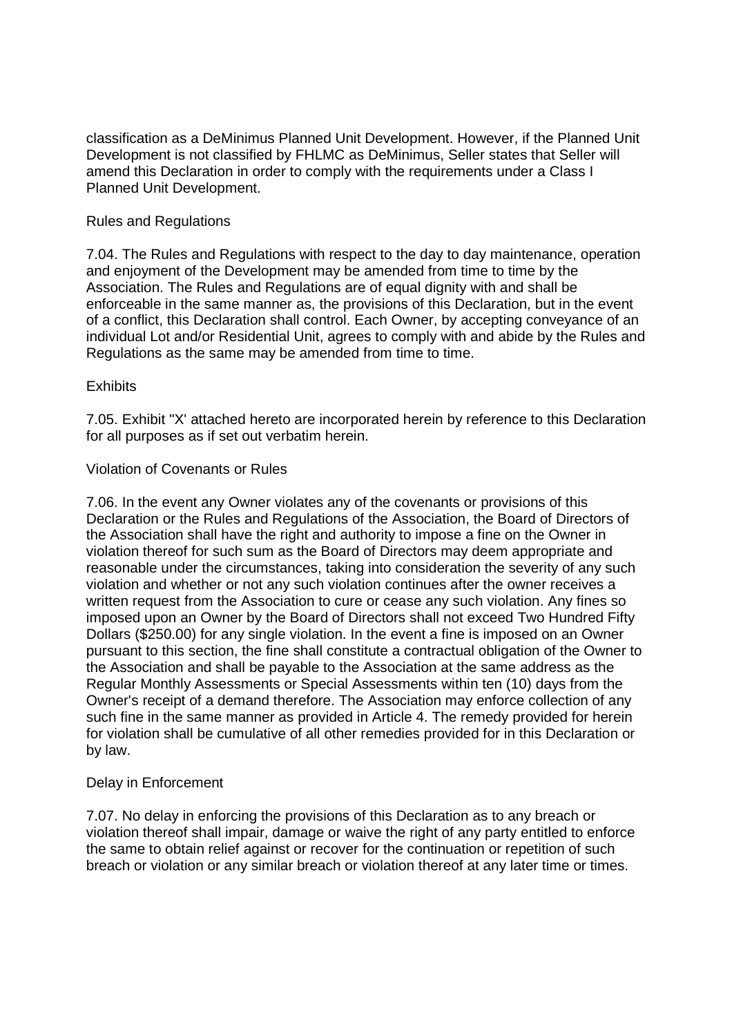classification as a DeMinimus Planned Unit Development. However, if the Planned Unit Development is not classified by FHLMC as DeMinimus, Seller states that Seller will amend this Declaration in order to comply with the requirements under a Class I Planned Unit Development.

### Rules and Regulations

7.04. The Rules and Regulations with respect to the day to day maintenance, operation and enjoyment of the Development may be amended from time to time by the Association. The Rules and Regulations are of equal dignity with and shall be enforceable in the same manner as, the provisions of this Declaration, but in the event of a conflict, this Declaration shall control. Each Owner, by accepting conveyance of an individual Lot and/or Residential Unit, agrees to comply with and abide by the Rules and Regulations as the same may be amended from time to time.

### Exhibits

7.05. Exhibit "X' attached hereto are incorporated herein by reference to this Declaration for all purposes as if set out verbatim herein.

### Violation of Covenants or Rules

7.06. In the event any Owner violates any of the covenants or provisions of this Declaration or the Rules and Regulations of the Association, the Board of Directors of the Association shall have the right and authority to impose a fine on the Owner in violation thereof for such sum as the Board of Directors may deem appropriate and reasonable under the circumstances, taking into consideration the severity of any such violation and whether or not any such violation continues after the owner receives a written request from the Association to cure or cease any such violation. Any fines so imposed upon an Owner by the Board of Directors shall not exceed Two Hundred Fifty Dollars ($250.00) for any single violation. In the event a fine is imposed on an Owner pursuant to this section, the fine shall constitute a contractual obligation of the Owner to the Association and shall be payable to the Association at the same address as the Regular Monthly Assessments or Special Assessments within ten (10) days from the Owner's receipt of a demand therefore. The Association may enforce collection of any such fine in the same manner as provided in Article 4. The remedy provided for herein for violation shall be cumulative of all other remedies provided for in this Declaration or by law.

### Delay in Enforcement

7.07. No delay in enforcing the provisions of this Declaration as to any breach or violation thereof shall impair, damage or waive the right of any party entitled to enforce the same to obtain relief against or recover for the continuation or repetition of such breach or violation or any similar breach or violation thereof at any later time or times.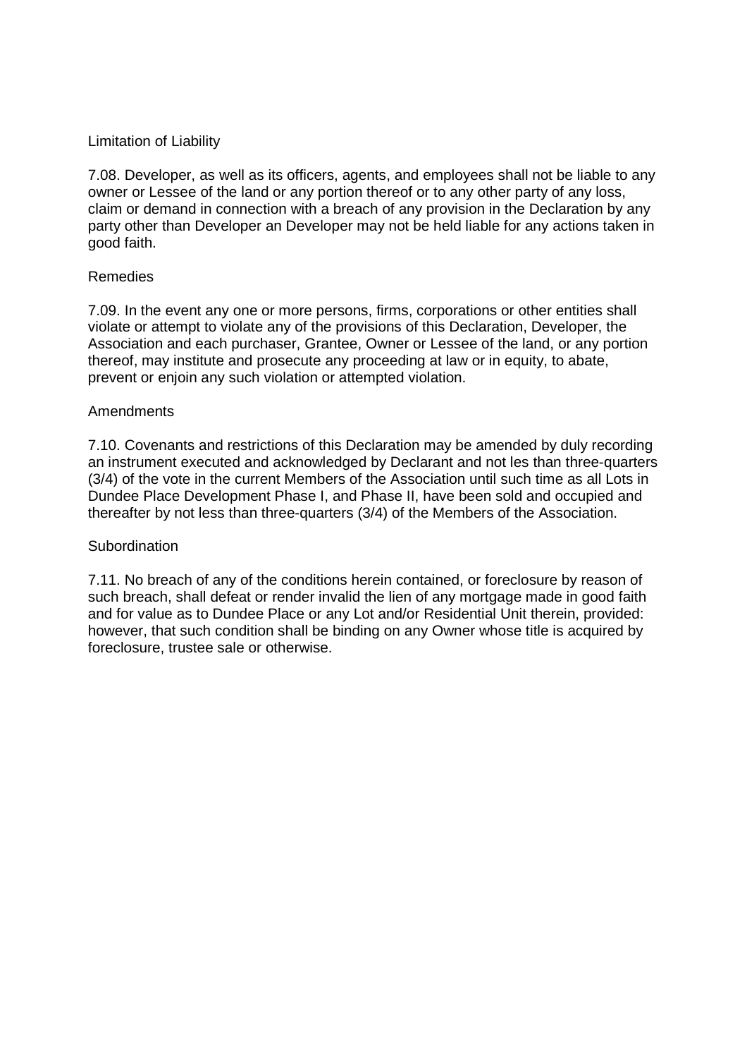### Limitation of Liability

7.08. Developer, as well as its officers, agents, and employees shall not be liable to any owner or Lessee of the land or any portion thereof or to any other party of any loss, claim or demand in connection with a breach of any provision in the Declaration by any party other than Developer an Developer may not be held liable for any actions taken in good faith.

### Remedies

7.09. In the event any one or more persons, firms, corporations or other entities shall violate or attempt to violate any of the provisions of this Declaration, Developer, the Association and each purchaser, Grantee, Owner or Lessee of the land, or any portion thereof, may institute and prosecute any proceeding at law or in equity, to abate, prevent or enjoin any such violation or attempted violation.

### Amendments

7.10. Covenants and restrictions of this Declaration may be amended by duly recording an instrument executed and acknowledged by Declarant and not les than three-quarters (3/4) of the vote in the current Members of the Association until such time as all Lots in Dundee Place Development Phase I, and Phase II, have been sold and occupied and thereafter by not less than three-quarters (3/4) of the Members of the Association.

### Subordination

7.11. No breach of any of the conditions herein contained, or foreclosure by reason of such breach, shall defeat or render invalid the lien of any mortgage made in good faith and for value as to Dundee Place or any Lot and/or Residential Unit therein, provided: however, that such condition shall be binding on any Owner whose title is acquired by foreclosure, trustee sale or otherwise.